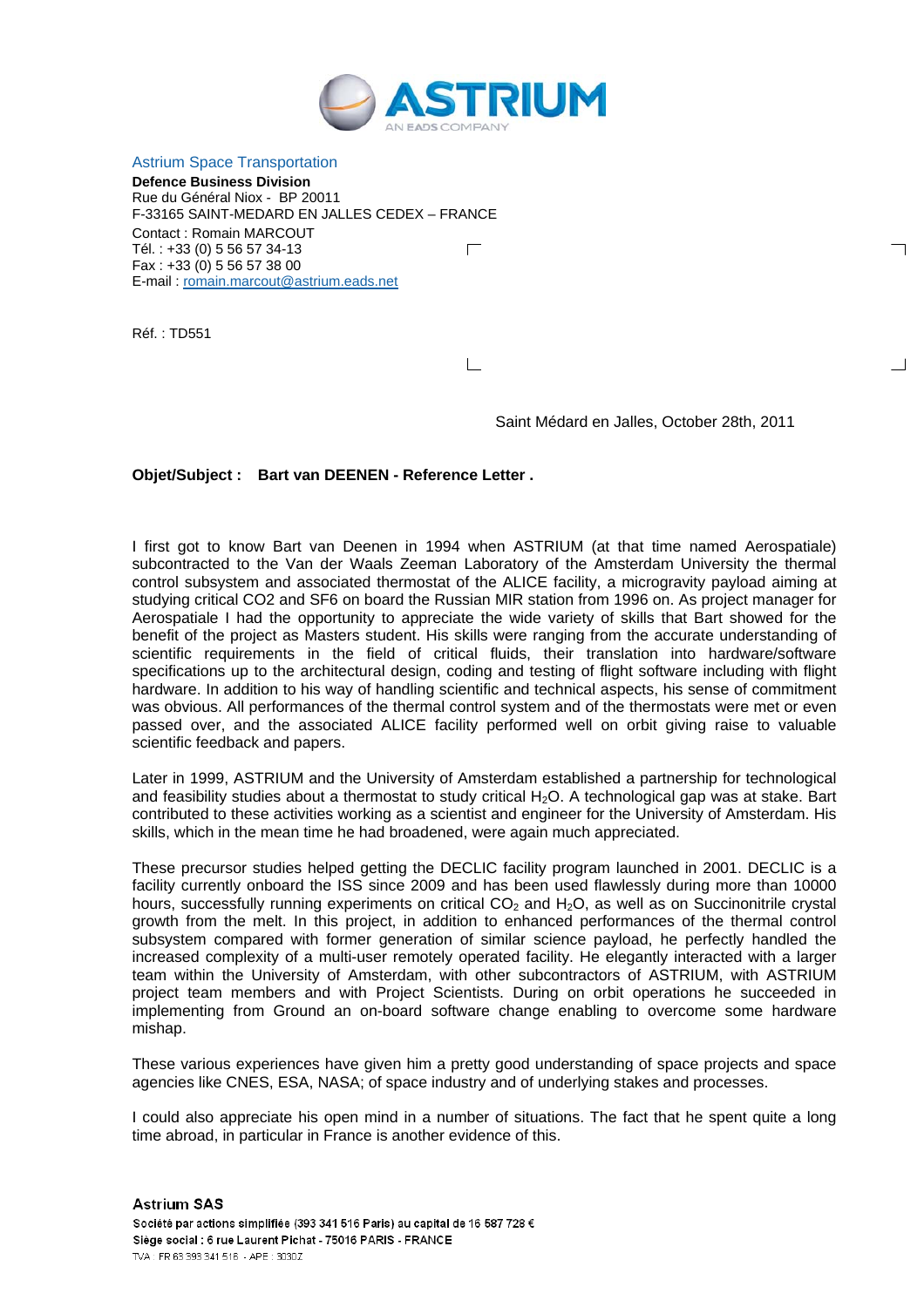ASTRIUM
AN EADS COMPANY

Astrium Space Transportation

**Defence Business Division**
Rue du Général Niox - BP 20011
F-33165 SAINT-MEDARD EN JALLES CEDEX – FRANCE

Contact : Romain MARCOUT
Tél. : +33 (0) 5 56 57 34-13
Fax : +33 (0) 5 56 57 38 00
E-mail : romain.marcout@astrium.eads.net

Réf. : TD551

Saint Médard en Jalles, October 28th, 2011

**Objet/Subject : Bart van DEENEN - Reference Letter .**

I first got to know Bart van Deenen in 1994 when ASTRIUM (at that time named Aerospatiale) subcontracted to the Van der Waals Zeeman Laboratory of the Amsterdam University the thermal control subsystem and associated thermostat of the ALICE facility, a microgravity payload aiming at studying critical CO2 and SF6 on board the Russian MIR station from 1996 on. As project manager for Aerospatiale I had the opportunity to appreciate the wide variety of skills that Bart showed for the benefit of the project as Masters student. His skills were ranging from the accurate understanding of scientific requirements in the field of critical fluids, their translation into hardware/software specifications up to the architectural design, coding and testing of flight software including with flight hardware. In addition to his way of handling scientific and technical aspects, his sense of commitment was obvious. All performances of the thermal control system and of the thermostats were met or even passed over, and the associated ALICE facility performed well on orbit giving raise to valuable scientific feedback and papers.

Later in 1999, ASTRIUM and the University of Amsterdam established a partnership for technological and feasibility studies about a thermostat to study critical $H_2O$. A technological gap was at stake. Bart contributed to these activities working as a scientist and engineer for the University of Amsterdam. His skills, which in the mean time he had broadened, were again much appreciated.

These precursor studies helped getting the DECLIC facility program launched in 2001. DECLIC is a facility currently onboard the ISS since 2009 and has been used flawlessly during more than 10000 hours, successfully running experiments on critical $CO_2$ and $H_2O$, as well as on Succinonitrile crystal growth from the melt. In this project, in addition to enhanced performances of the thermal control subsystem compared with former generation of similar science payload, he perfectly handled the increased complexity of a multi-user remotely operated facility. He elegantly interacted with a larger team within the University of Amsterdam, with other subcontractors of ASTRIUM, with ASTRIUM project team members and with Project Scientists. During on orbit operations he succeeded in implementing from Ground an on-board software change enabling to overcome some hardware mishap.

These various experiences have given him a pretty good understanding of space projects and space agencies like CNES, ESA, NASA; of space industry and of underlying stakes and processes.

I could also appreciate his open mind in a number of situations. The fact that he spent quite a long time abroad, in particular in France is another evidence of this.

**Astrium SAS**
Société par actions simplifiée (393 341 516 Paris) au capital de 16 587 728 €
Siège social : 6 rue Laurent Pichat - 75016 PARIS - FRANCE
TVA : FR 63 393 341 516 - APE : 3030Z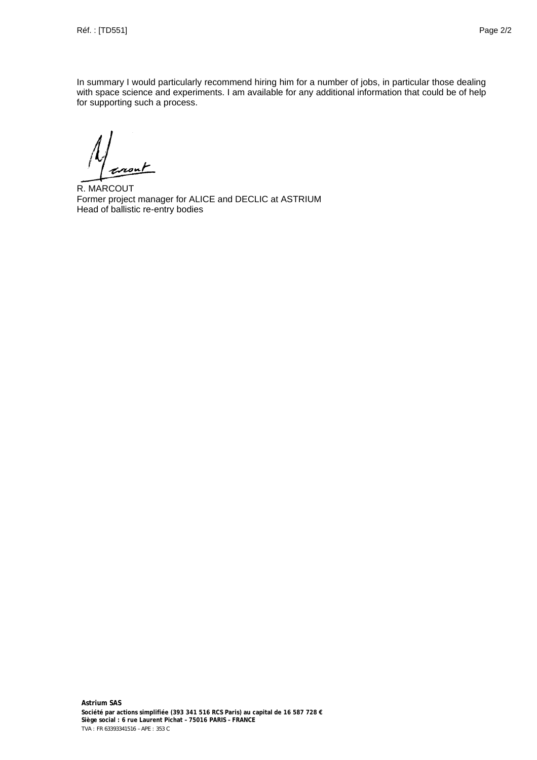In summary I would particularly recommend hiring him for a number of jobs, in particular those dealing with space science and experiments. I am available for any additional information that could be of help for supporting such a process.

R. MARCOUT
Former project manager for ALICE and DECLIC at ASTRIUM
Head of ballistic re-entry bodies

**Astrium SAS**
**Société par actions simplifiée (393 341 516 RCS Paris) au capital de 16 587 728 €**
**Siège social : 6 rue Laurent Pichat – 75016 PARIS – FRANCE**
TVA : FR 63393341516 – APE : 353 C